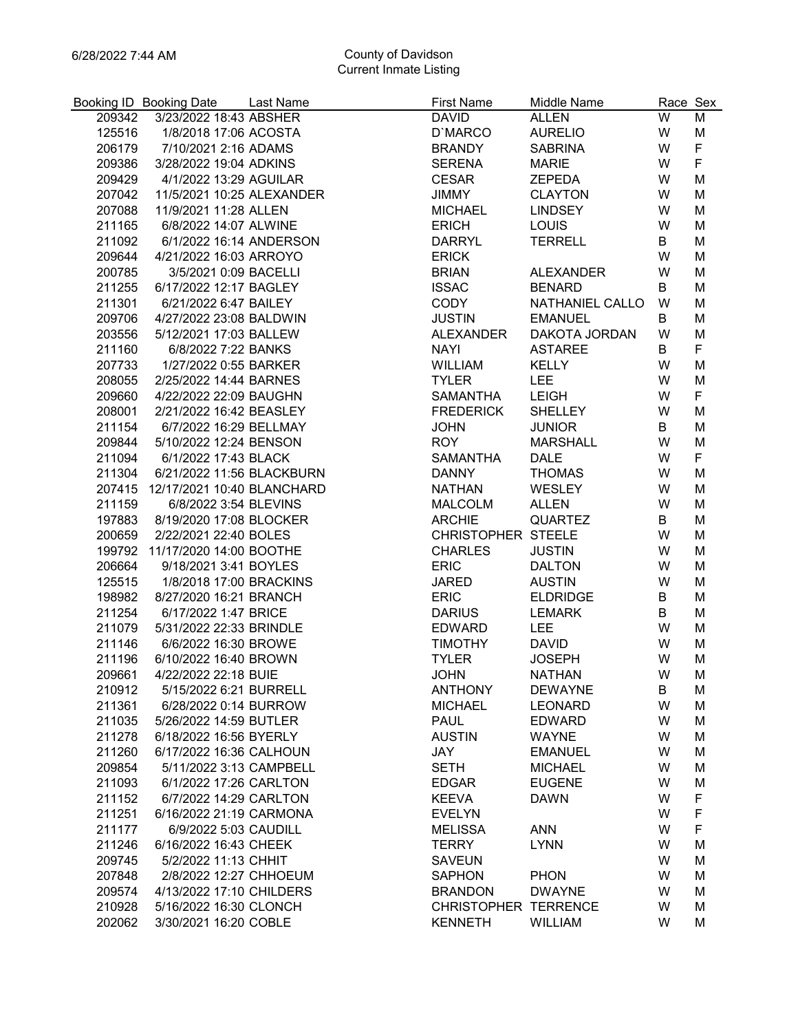6/28/2022 7:44 AM

# County of Davidson
## Current Inmate Listing

| Booking ID | Booking Date | Last Name | First Name | Middle Name | Race | Sex |
|---|---|---|---|---|---|---|
| 209342 | 3/23/2022 18:43 | ABSHER | DAVID | ALLEN | W | M |
| 125516 | 1/8/2018 17:06 | ACOSTA | D`MARCO | AURELIO | W | M |
| 206179 | 7/10/2021 2:16 | ADAMS | BRANDY | SABRINA | W | F |
| 209386 | 3/28/2022 19:04 | ADKINS | SERENA | MARIE | W | F |
| 209429 | 4/1/2022 13:29 | AGUILAR | CESAR | ZEPEDA | W | M |
| 207042 | 11/5/2021 10:25 | ALEXANDER | JIMMY | CLAYTON | W | M |
| 207088 | 11/9/2021 11:28 | ALLEN | MICHAEL | LINDSEY | W | M |
| 211165 | 6/8/2022 14:07 | ALWINE | ERICH | LOUIS | W | M |
| 211092 | 6/1/2022 16:14 | ANDERSON | DARRYL | TERRELL | B | M |
| 209644 | 4/21/2022 16:03 | ARROYO | ERICK | | W | M |
| 200785 | 3/5/2021 0:09 | BACELLI | BRIAN | ALEXANDER | W | M |
| 211255 | 6/17/2022 12:17 | BAGLEY | ISSAC | BENARD | B | M |
| 211301 | 6/21/2022 6:47 | BAILEY | CODY | NATHANIEL CALLO | W | M |
| 209706 | 4/27/2022 23:08 | BALDWIN | JUSTIN | EMANUEL | B | M |
| 203556 | 5/12/2021 17:03 | BALLEW | ALEXANDER | DAKOTA JORDAN | W | M |
| 211160 | 6/8/2022 7:22 | BANKS | NAYI | ASTAREE | B | F |
| 207733 | 1/27/2022 0:55 | BARKER | WILLIAM | KELLY | W | M |
| 208055 | 2/25/2022 14:44 | BARNES | TYLER | LEE | W | M |
| 209660 | 4/22/2022 22:09 | BAUGHN | SAMANTHA | LEIGH | W | F |
| 208001 | 2/21/2022 16:42 | BEASLEY | FREDERICK | SHELLEY | W | M |
| 211154 | 6/7/2022 16:29 | BELLMAY | JOHN | JUNIOR | B | M |
| 209844 | 5/10/2022 12:24 | BENSON | ROY | MARSHALL | W | M |
| 211094 | 6/1/2022 17:43 | BLACK | SAMANTHA | DALE | W | F |
| 211304 | 6/21/2022 11:56 | BLACKBURN | DANNY | THOMAS | W | M |
| 207415 | 12/17/2021 10:40 | BLANCHARD | NATHAN | WESLEY | W | M |
| 211159 | 6/8/2022 3:54 | BLEVINS | MALCOLM | ALLEN | W | M |
| 197883 | 8/19/2020 17:08 | BLOCKER | ARCHIE | QUARTEZ | B | M |
| 200659 | 2/22/2021 22:40 | BOLES | CHRISTOPHER | STEELE | W | M |
| 199792 | 11/17/2020 14:00 | BOOTHE | CHARLES | JUSTIN | W | M |
| 206664 | 9/18/2021 3:41 | BOYLES | ERIC | DALTON | W | M |
| 125515 | 1/8/2018 17:00 | BRACKINS | JARED | AUSTIN | W | M |
| 198982 | 8/27/2020 16:21 | BRANCH | ERIC | ELDRIDGE | B | M |
| 211254 | 6/17/2022 1:47 | BRICE | DARIUS | LEMARK | B | M |
| 211079 | 5/31/2022 22:33 | BRINDLE | EDWARD | LEE | W | M |
| 211146 | 6/6/2022 16:30 | BROWE | TIMOTHY | DAVID | W | M |
| 211196 | 6/10/2022 16:40 | BROWN | TYLER | JOSEPH | W | M |
| 209661 | 4/22/2022 22:18 | BUIE | JOHN | NATHAN | W | M |
| 210912 | 5/15/2022 6:21 | BURRELL | ANTHONY | DEWAYNE | B | M |
| 211361 | 6/28/2022 0:14 | BURROW | MICHAEL | LEONARD | W | M |
| 211035 | 5/26/2022 14:59 | BUTLER | PAUL | EDWARD | W | M |
| 211278 | 6/18/2022 16:56 | BYERLY | AUSTIN | WAYNE | W | M |
| 211260 | 6/17/2022 16:36 | CALHOUN | JAY | EMANUEL | W | M |
| 209854 | 5/11/2022 3:13 | CAMPBELL | SETH | MICHAEL | W | M |
| 211093 | 6/1/2022 17:26 | CARLTON | EDGAR | EUGENE | W | M |
| 211152 | 6/7/2022 14:29 | CARLTON | KEEVA | DAWN | W | F |
| 211251 | 6/16/2022 21:19 | CARMONA | EVELYN | | W | F |
| 211177 | 6/9/2022 5:03 | CAUDILL | MELISSA | ANN | W | F |
| 211246 | 6/16/2022 16:43 | CHEEK | TERRY | LYNN | W | M |
| 209745 | 5/2/2022 11:13 | CHHIT | SAVEUN | | W | M |
| 207848 | 2/8/2022 12:27 | CHHOEUM | SAPHON | PHON | W | M |
| 209574 | 4/13/2022 17:10 | CHILDERS | BRANDON | DWAYNE | W | M |
| 210928 | 5/16/2022 16:30 | CLONCH | CHRISTOPHER | TERRENCE | W | M |
| 202062 | 3/30/2021 16:20 | COBLE | KENNETH | WILLIAM | W | M |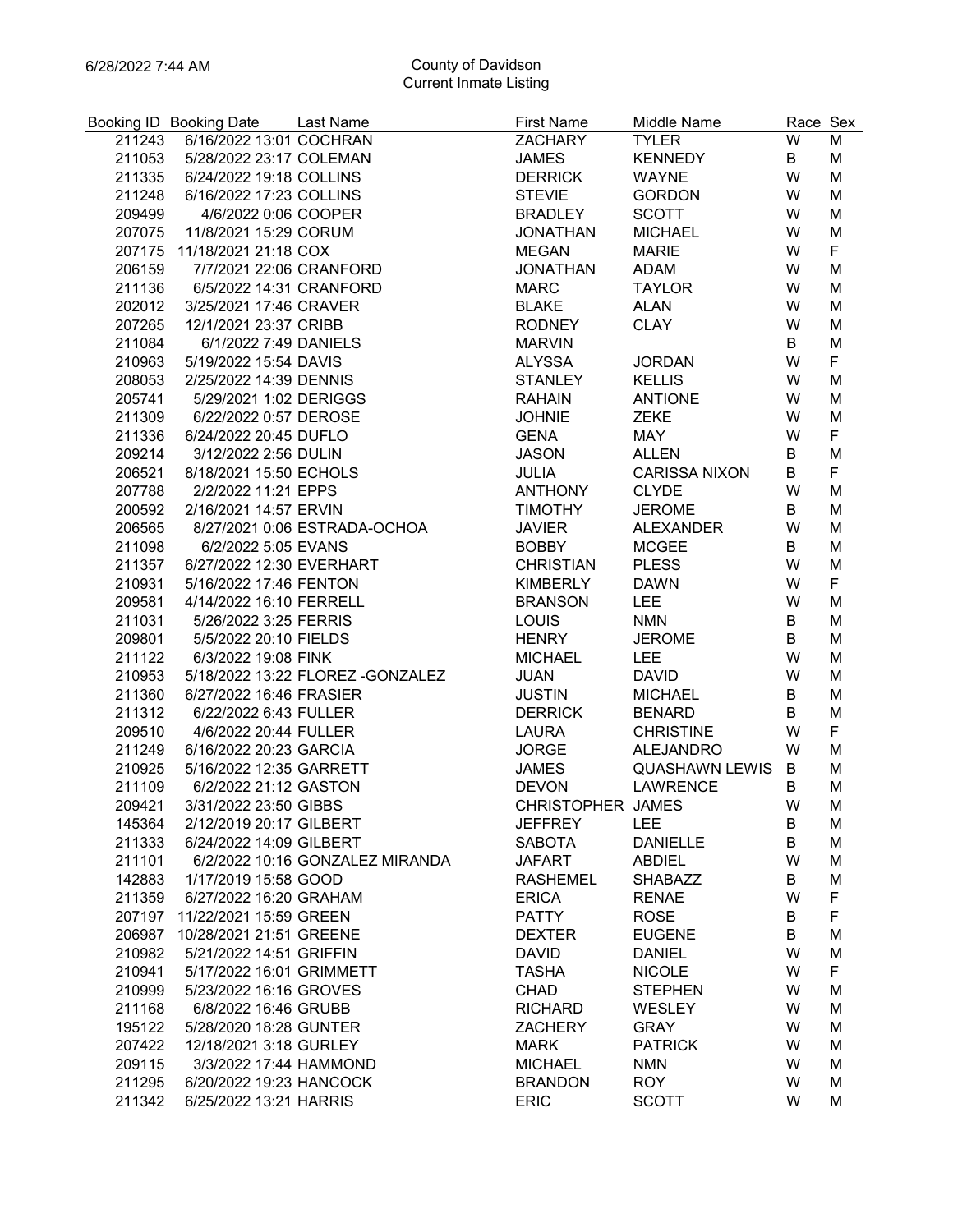County of Davidson
Current Inmate Listing

| Booking ID | Booking Date | Last Name | First Name | Middle Name | Race | Sex |
|---|---|---|---|---|---|---|
| 211243 | 6/16/2022 13:01 | COCHRAN | ZACHARY | TYLER | W | M |
| 211053 | 5/28/2022 23:17 | COLEMAN | JAMES | KENNEDY | B | M |
| 211335 | 6/24/2022 19:18 | COLLINS | DERRICK | WAYNE | W | M |
| 211248 | 6/16/2022 17:23 | COLLINS | STEVIE | GORDON | W | M |
| 209499 | 4/6/2022 0:06 | COOPER | BRADLEY | SCOTT | W | M |
| 207075 | 11/8/2021 15:29 | CORUM | JONATHAN | MICHAEL | W | M |
| 207175 | 11/18/2021 21:18 | COX | MEGAN | MARIE | W | F |
| 206159 | 7/7/2021 22:06 | CRANFORD | JONATHAN | ADAM | W | M |
| 211136 | 6/5/2022 14:31 | CRANFORD | MARC | TAYLOR | W | M |
| 202012 | 3/25/2021 17:46 | CRAVER | BLAKE | ALAN | W | M |
| 207265 | 12/1/2021 23:37 | CRIBB | RODNEY | CLAY | W | M |
| 211084 | 6/1/2022 7:49 | DANIELS | MARVIN | | B | M |
| 210963 | 5/19/2022 15:54 | DAVIS | ALYSSA | JORDAN | W | F |
| 208053 | 2/25/2022 14:39 | DENNIS | STANLEY | KELLIS | W | M |
| 205741 | 5/29/2021 1:02 | DERIGGS | RAHAIN | ANTIONE | W | M |
| 211309 | 6/22/2022 0:57 | DEROSE | JOHNIE | ZEKE | W | M |
| 211336 | 6/24/2022 20:45 | DUFLO | GENA | MAY | W | F |
| 209214 | 3/12/2022 2:56 | DULIN | JASON | ALLEN | B | M |
| 206521 | 8/18/2021 15:50 | ECHOLS | JULIA | CARISSA NIXON | B | F |
| 207788 | 2/2/2022 11:21 | EPPS | ANTHONY | CLYDE | W | M |
| 200592 | 2/16/2021 14:57 | ERVIN | TIMOTHY | JEROME | B | M |
| 206565 | 8/27/2021 0:06 | ESTRADA-OCHOA | JAVIER | ALEXANDER | W | M |
| 211098 | 6/2/2022 5:05 | EVANS | BOBBY | MCGEE | B | M |
| 211357 | 6/27/2022 12:30 | EVERHART | CHRISTIAN | PLESS | W | M |
| 210931 | 5/16/2022 17:46 | FENTON | KIMBERLY | DAWN | W | F |
| 209581 | 4/14/2022 16:10 | FERRELL | BRANSON | LEE | W | M |
| 211031 | 5/26/2022 3:25 | FERRIS | LOUIS | NMN | B | M |
| 209801 | 5/5/2022 20:10 | FIELDS | HENRY | JEROME | B | M |
| 211122 | 6/3/2022 19:08 | FINK | MICHAEL | LEE | W | M |
| 210953 | 5/18/2022 13:22 | FLOREZ -GONZALEZ | JUAN | DAVID | W | M |
| 211360 | 6/27/2022 16:46 | FRASIER | JUSTIN | MICHAEL | B | M |
| 211312 | 6/22/2022 6:43 | FULLER | DERRICK | BENARD | B | M |
| 209510 | 4/6/2022 20:44 | FULLER | LAURA | CHRISTINE | W | F |
| 211249 | 6/16/2022 20:23 | GARCIA | JORGE | ALEJANDRO | W | M |
| 210925 | 5/16/2022 12:35 | GARRETT | JAMES | QUASHAWN LEWIS | B | M |
| 211109 | 6/2/2022 21:12 | GASTON | DEVON | LAWRENCE | B | M |
| 209421 | 3/31/2022 23:50 | GIBBS | CHRISTOPHER | JAMES | W | M |
| 145364 | 2/12/2019 20:17 | GILBERT | JEFFREY | LEE | B | M |
| 211333 | 6/24/2022 14:09 | GILBERT | SABOTA | DANIELLE | B | M |
| 211101 | 6/2/2022 10:16 | GONZALEZ MIRANDA | JAFART | ABDIEL | W | M |
| 142883 | 1/17/2019 15:58 | GOOD | RASHEMEL | SHABAZZ | B | M |
| 211359 | 6/27/2022 16:20 | GRAHAM | ERICA | RENAE | W | F |
| 207197 | 11/22/2021 15:59 | GREEN | PATTY | ROSE | B | F |
| 206987 | 10/28/2021 21:51 | GREENE | DEXTER | EUGENE | B | M |
| 210982 | 5/21/2022 14:51 | GRIFFIN | DAVID | DANIEL | W | M |
| 210941 | 5/17/2022 16:01 | GRIMMETT | TASHA | NICOLE | W | F |
| 210999 | 5/23/2022 16:16 | GROVES | CHAD | STEPHEN | W | M |
| 211168 | 6/8/2022 16:46 | GRUBB | RICHARD | WESLEY | W | M |
| 195122 | 5/28/2020 18:28 | GUNTER | ZACHERY | GRAY | W | M |
| 207422 | 12/18/2021 3:18 | GURLEY | MARK | PATRICK | W | M |
| 209115 | 3/3/2022 17:44 | HAMMOND | MICHAEL | NMN | W | M |
| 211295 | 6/20/2022 19:23 | HANCOCK | BRANDON | ROY | W | M |
| 211342 | 6/25/2022 13:21 | HARRIS | ERIC | SCOTT | W | M |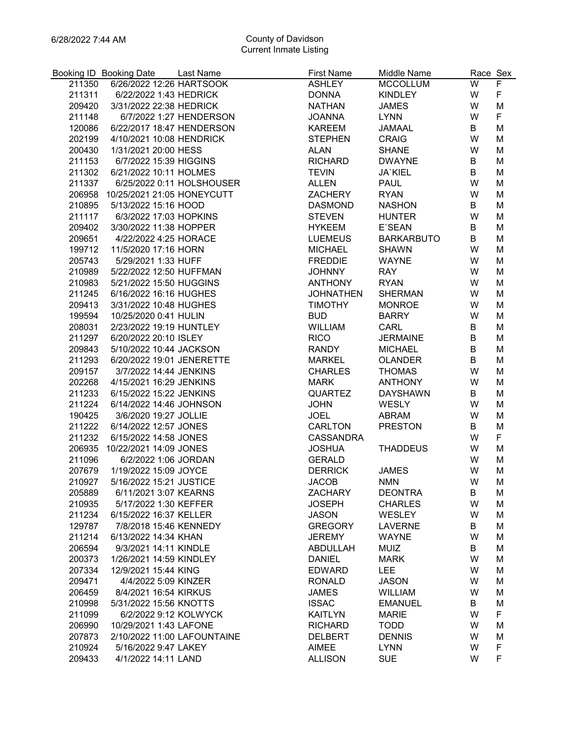6/28/2022 7:44 AM

County of Davidson
Current Inmate Listing

| Booking ID | Booking Date | Last Name | First Name | Middle Name | Race | Sex |
|---|---|---|---|---|---|---|
| 211350 | 6/26/2022 12:26 | HARTSOOK | ASHLEY | MCCOLLUM | W | F |
| 211311 | 6/22/2022 1:43 | HEDRICK | DONNA | KINDLEY | W | F |
| 209420 | 3/31/2022 22:38 | HEDRICK | NATHAN | JAMES | W | M |
| 211148 | 6/7/2022 1:27 | HENDERSON | JOANNA | LYNN | W | F |
| 120086 | 6/22/2017 18:47 | HENDERSON | KAREEM | JAMAAL | B | M |
| 202199 | 4/10/2021 10:08 | HENDRICK | STEPHEN | CRAIG | W | M |
| 200430 | 1/31/2021 20:00 | HESS | ALAN | SHANE | W | M |
| 211153 | 6/7/2022 15:39 | HIGGINS | RICHARD | DWAYNE | B | M |
| 211302 | 6/21/2022 10:11 | HOLMES | TEVIN | JA`KIEL | B | M |
| 211337 | 6/25/2022 0:11 | HOLSHOUSER | ALLEN | PAUL | W | M |
| 206958 | 10/25/2021 21:05 | HONEYCUTT | ZACHERY | RYAN | W | M |
| 210895 | 5/13/2022 15:16 | HOOD | DASMOND | NASHON | B | M |
| 211117 | 6/3/2022 17:03 | HOPKINS | STEVEN | HUNTER | W | M |
| 209402 | 3/30/2022 11:38 | HOPPER | HYKEEM | E`SEAN | B | M |
| 209651 | 4/22/2022 4:25 | HORACE | LUEMEUS | BARKARBUTO | B | M |
| 199712 | 11/5/2020 17:16 | HORN | MICHAEL | SHAWN | W | M |
| 205743 | 5/29/2021 1:33 | HUFF | FREDDIE | WAYNE | W | M |
| 210989 | 5/22/2022 12:50 | HUFFMAN | JOHNNY | RAY | W | M |
| 210983 | 5/21/2022 15:50 | HUGGINS | ANTHONY | RYAN | W | M |
| 211245 | 6/16/2022 16:16 | HUGHES | JOHNATHEN | SHERMAN | W | M |
| 209413 | 3/31/2022 10:48 | HUGHES | TIMOTHY | MONROE | W | M |
| 199594 | 10/25/2020 0:41 | HULIN | BUD | BARRY | W | M |
| 208031 | 2/23/2022 19:19 | HUNTLEY | WILLIAM | CARL | B | M |
| 211297 | 6/20/2022 20:10 | ISLEY | RICO | JERMAINE | B | M |
| 209843 | 5/10/2022 10:44 | JACKSON | RANDY | MICHAEL | B | M |
| 211293 | 6/20/2022 19:01 | JENERETTE | MARKEL | OLANDER | B | M |
| 209157 | 3/7/2022 14:44 | JENKINS | CHARLES | THOMAS | W | M |
| 202268 | 4/15/2021 16:29 | JENKINS | MARK | ANTHONY | W | M |
| 211233 | 6/15/2022 15:22 | JENKINS | QUARTEZ | DAYSHAWN | B | M |
| 211224 | 6/14/2022 14:46 | JOHNSON | JOHN | WESLY | W | M |
| 190425 | 3/6/2020 19:27 | JOLLIE | JOEL | ABRAM | W | M |
| 211222 | 6/14/2022 12:57 | JONES | CARLTON | PRESTON | B | M |
| 211232 | 6/15/2022 14:58 | JONES | CASSANDRA | | W | F |
| 206935 | 10/22/2021 14:09 | JONES | JOSHUA | THADDEUS | W | M |
| 211096 | 6/2/2022 1:06 | JORDAN | GERALD | | W | M |
| 207679 | 1/19/2022 15:09 | JOYCE | DERRICK | JAMES | W | M |
| 210927 | 5/16/2022 15:21 | JUSTICE | JACOB | NMN | W | M |
| 205889 | 6/11/2021 3:07 | KEARNS | ZACHARY | DEONTRA | B | M |
| 210935 | 5/17/2022 1:30 | KEFFER | JOSEPH | CHARLES | W | M |
| 211234 | 6/15/2022 16:37 | KELLER | JASON | WESLEY | W | M |
| 129787 | 7/8/2018 15:46 | KENNEDY | GREGORY | LAVERNE | B | M |
| 211214 | 6/13/2022 14:34 | KHAN | JEREMY | WAYNE | W | M |
| 206594 | 9/3/2021 14:11 | KINDLE | ABDULLAH | MUIZ | B | M |
| 200373 | 1/26/2021 14:59 | KINDLEY | DANIEL | MARK | W | M |
| 207334 | 12/9/2021 15:44 | KING | EDWARD | LEE | W | M |
| 209471 | 4/4/2022 5:09 | KINZER | RONALD | JASON | W | M |
| 206459 | 8/4/2021 16:54 | KIRKUS | JAMES | WILLIAM | W | M |
| 210998 | 5/31/2022 15:56 | KNOTTS | ISSAC | EMANUEL | B | M |
| 211099 | 6/2/2022 9:12 | KOLWYCK | KAITLYN | MARIE | W | F |
| 206990 | 10/29/2021 1:43 | LAFONE | RICHARD | TODD | W | M |
| 207873 | 2/10/2022 11:00 | LAFOUNTAINE | DELBERT | DENNIS | W | M |
| 210924 | 5/16/2022 9:47 | LAKEY | AIMEE | LYNN | W | F |
| 209433 | 4/1/2022 14:11 | LAND | ALLISON | SUE | W | F |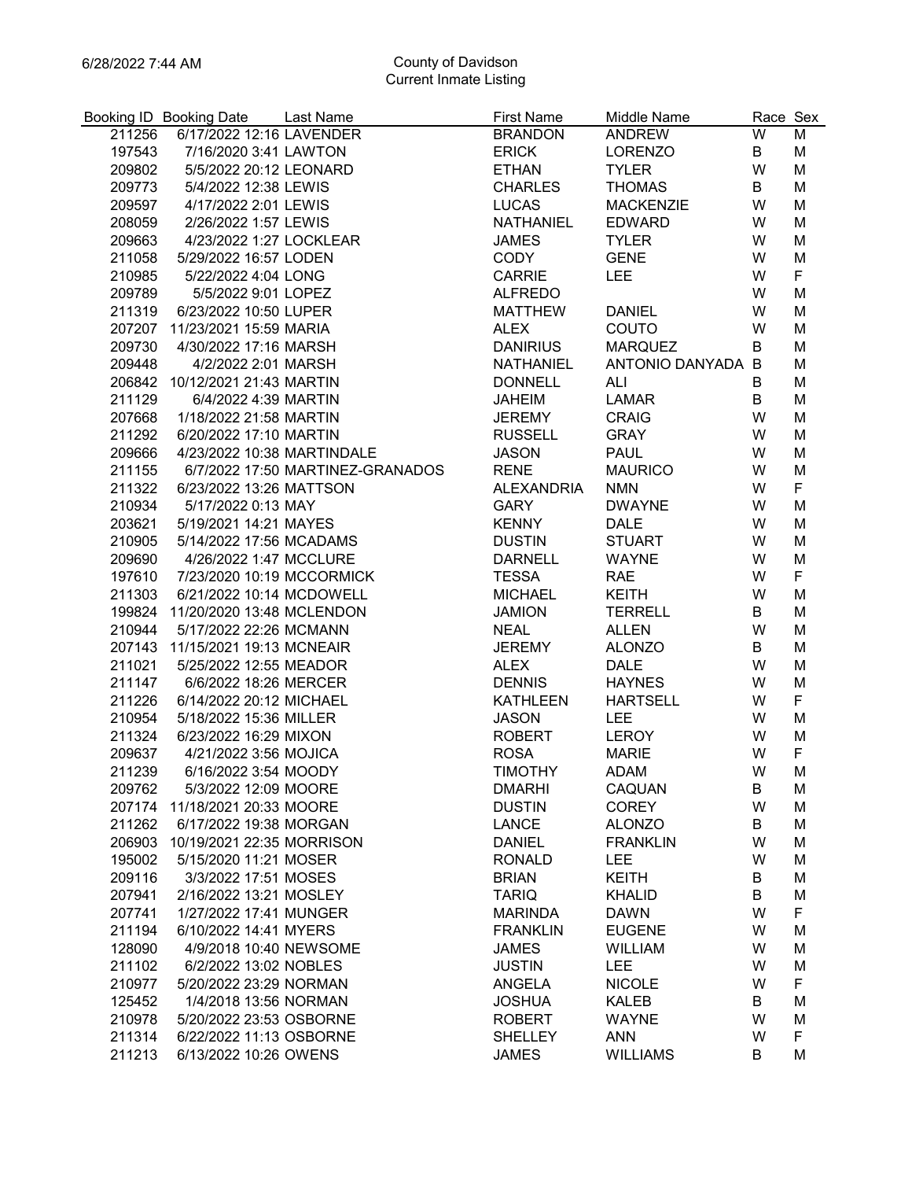6/28/2022 7:44 AM

County of Davidson
Current Inmate Listing

| Booking ID | Booking Date | Last Name | First Name | Middle Name | Race | Sex |
|---|---|---|---|---|---|---|
| 211256 | 6/17/2022 12:16 | LAVENDER | BRANDON | ANDREW | W | M |
| 197543 | 7/16/2020 3:41 | LAWTON | ERICK | LORENZO | B | M |
| 209802 | 5/5/2022 20:12 | LEONARD | ETHAN | TYLER | W | M |
| 209773 | 5/4/2022 12:38 | LEWIS | CHARLES | THOMAS | B | M |
| 209597 | 4/17/2022 2:01 | LEWIS | LUCAS | MACKENZIE | W | M |
| 208059 | 2/26/2022 1:57 | LEWIS | NATHANIEL | EDWARD | W | M |
| 209663 | 4/23/2022 1:27 | LOCKLEAR | JAMES | TYLER | W | M |
| 211058 | 5/29/2022 16:57 | LODEN | CODY | GENE | W | M |
| 210985 | 5/22/2022 4:04 | LONG | CARRIE | LEE | W | F |
| 209789 | 5/5/2022 9:01 | LOPEZ | ALFREDO | | W | M |
| 211319 | 6/23/2022 10:50 | LUPER | MATTHEW | DANIEL | W | M |
| 207207 | 11/23/2021 15:59 | MARIA | ALEX | COUTO | W | M |
| 209730 | 4/30/2022 17:16 | MARSH | DANIRIUS | MARQUEZ | B | M |
| 209448 | 4/2/2022 2:01 | MARSH | NATHANIEL | ANTONIO DANYADA | B | M |
| 206842 | 10/12/2021 21:43 | MARTIN | DONNELL | ALI | B | M |
| 211129 | 6/4/2022 4:39 | MARTIN | JAHEIM | LAMAR | B | M |
| 207668 | 1/18/2022 21:58 | MARTIN | JEREMY | CRAIG | W | M |
| 211292 | 6/20/2022 17:10 | MARTIN | RUSSELL | GRAY | W | M |
| 209666 | 4/23/2022 10:38 | MARTINDALE | JASON | PAUL | W | M |
| 211155 | 6/7/2022 17:50 | MARTINEZ-GRANADOS | RENE | MAURICO | W | M |
| 211322 | 6/23/2022 13:26 | MATTSON | ALEXANDRIA | NMN | W | F |
| 210934 | 5/17/2022 0:13 | MAY | GARY | DWAYNE | W | M |
| 203621 | 5/19/2021 14:21 | MAYES | KENNY | DALE | W | M |
| 210905 | 5/14/2022 17:56 | MCADAMS | DUSTIN | STUART | W | M |
| 209690 | 4/26/2022 1:47 | MCCLURE | DARNELL | WAYNE | W | M |
| 197610 | 7/23/2020 10:19 | MCCORMICK | TESSA | RAE | W | F |
| 211303 | 6/21/2022 10:14 | MCDOWELL | MICHAEL | KEITH | W | M |
| 199824 | 11/20/2020 13:48 | MCLENDON | JAMION | TERRELL | B | M |
| 210944 | 5/17/2022 22:26 | MCMANN | NEAL | ALLEN | W | M |
| 207143 | 11/15/2021 19:13 | MCNEAIR | JEREMY | ALONZO | B | M |
| 211021 | 5/25/2022 12:55 | MEADOR | ALEX | DALE | W | M |
| 211147 | 6/6/2022 18:26 | MERCER | DENNIS | HAYNES | W | M |
| 211226 | 6/14/2022 20:12 | MICHAEL | KATHLEEN | HARTSELL | W | F |
| 210954 | 5/18/2022 15:36 | MILLER | JASON | LEE | W | M |
| 211324 | 6/23/2022 16:29 | MIXON | ROBERT | LEROY | W | M |
| 209637 | 4/21/2022 3:56 | MOJICA | ROSA | MARIE | W | F |
| 211239 | 6/16/2022 3:54 | MOODY | TIMOTHY | ADAM | W | M |
| 209762 | 5/3/2022 12:09 | MOORE | DMARHI | CAQUAN | B | M |
| 207174 | 11/18/2021 20:33 | MOORE | DUSTIN | COREY | W | M |
| 211262 | 6/17/2022 19:38 | MORGAN | LANCE | ALONZO | B | M |
| 206903 | 10/19/2021 22:35 | MORRISON | DANIEL | FRANKLIN | W | M |
| 195002 | 5/15/2020 11:21 | MOSER | RONALD | LEE | W | M |
| 209116 | 3/3/2022 17:51 | MOSES | BRIAN | KEITH | B | M |
| 207941 | 2/16/2022 13:21 | MOSLEY | TARIQ | KHALID | B | M |
| 207741 | 1/27/2022 17:41 | MUNGER | MARINDA | DAWN | W | F |
| 211194 | 6/10/2022 14:41 | MYERS | FRANKLIN | EUGENE | W | M |
| 128090 | 4/9/2018 10:40 | NEWSOME | JAMES | WILLIAM | W | M |
| 211102 | 6/2/2022 13:02 | NOBLES | JUSTIN | LEE | W | M |
| 210977 | 5/20/2022 23:29 | NORMAN | ANGELA | NICOLE | W | F |
| 125452 | 1/4/2018 13:56 | NORMAN | JOSHUA | KALEB | B | M |
| 210978 | 5/20/2022 23:53 | OSBORNE | ROBERT | WAYNE | W | M |
| 211314 | 6/22/2022 11:13 | OSBORNE | SHELLEY | ANN | W | F |
| 211213 | 6/13/2022 10:26 | OWENS | JAMES | WILLIAMS | B | M |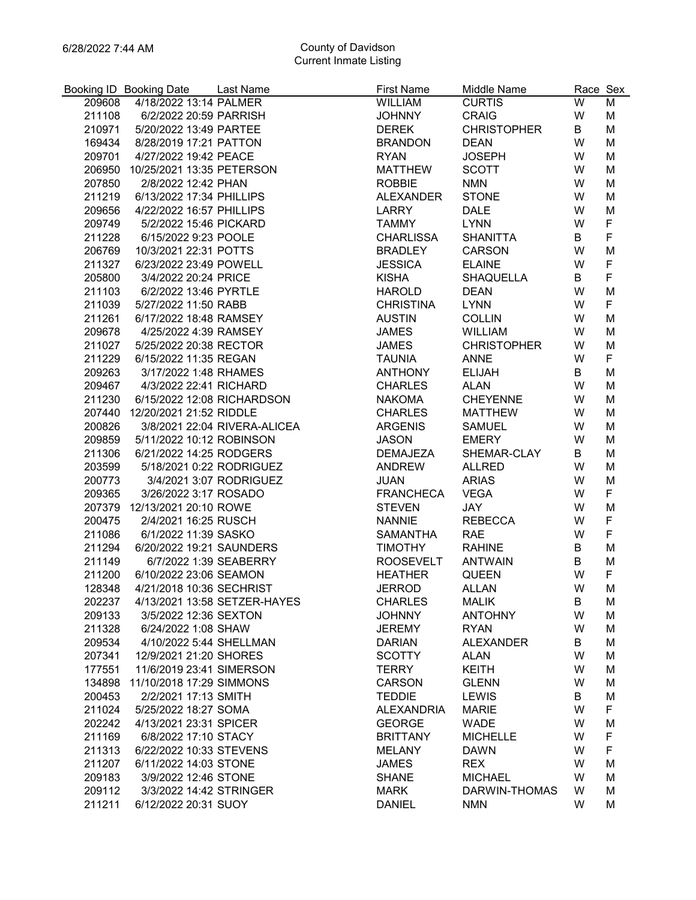6/28/2022 7:44 AM

County of Davidson
Current Inmate Listing

| Booking ID | Booking Date | Last Name | First Name | Middle Name | Race | Sex |
|---|---|---|---|---|---|---|
| 209608 | 4/18/2022 13:14 | PALMER | WILLIAM | CURTIS | W | M |
| 211108 | 6/2/2022 20:59 | PARRISH | JOHNNY | CRAIG | W | M |
| 210971 | 5/20/2022 13:49 | PARTEE | DEREK | CHRISTOPHER | B | M |
| 169434 | 8/28/2019 17:21 | PATTON | BRANDON | DEAN | W | M |
| 209701 | 4/27/2022 19:42 | PEACE | RYAN | JOSEPH | W | M |
| 206950 | 10/25/2021 13:35 | PETERSON | MATTHEW | SCOTT | W | M |
| 207850 | 2/8/2022 12:42 | PHAN | ROBBIE | NMN | W | M |
| 211219 | 6/13/2022 17:34 | PHILLIPS | ALEXANDER | STONE | W | M |
| 209656 | 4/22/2022 16:57 | PHILLIPS | LARRY | DALE | W | M |
| 209749 | 5/2/2022 15:46 | PICKARD | TAMMY | LYNN | W | F |
| 211228 | 6/15/2022 9:23 | POOLE | CHARLISSA | SHANITTA | B | F |
| 206769 | 10/3/2021 22:31 | POTTS | BRADLEY | CARSON | W | M |
| 211327 | 6/23/2022 23:49 | POWELL | JESSICA | ELAINE | W | F |
| 205800 | 3/4/2022 20:24 | PRICE | KISHA | SHAQUELLA | B | F |
| 211103 | 6/2/2022 13:46 | PYRTLE | HAROLD | DEAN | W | M |
| 211039 | 5/27/2022 11:50 | RABB | CHRISTINA | LYNN | W | F |
| 211261 | 6/17/2022 18:48 | RAMSEY | AUSTIN | COLLIN | W | M |
| 209678 | 4/25/2022 4:39 | RAMSEY | JAMES | WILLIAM | W | M |
| 211027 | 5/25/2022 20:38 | RECTOR | JAMES | CHRISTOPHER | W | M |
| 211229 | 6/15/2022 11:35 | REGAN | TAUNIA | ANNE | W | F |
| 209263 | 3/17/2022 1:48 | RHAMES | ANTHONY | ELIJAH | B | M |
| 209467 | 4/3/2022 22:41 | RICHARD | CHARLES | ALAN | W | M |
| 211230 | 6/15/2022 12:08 | RICHARDSON | NAKOMA | CHEYENNE | W | M |
| 207440 | 12/20/2021 21:52 | RIDDLE | CHARLES | MATTHEW | W | M |
| 200826 | 3/8/2021 22:04 | RIVERA-ALICEA | ARGENIS | SAMUEL | W | M |
| 209859 | 5/11/2022 10:12 | ROBINSON | JASON | EMERY | W | M |
| 211306 | 6/21/2022 14:25 | RODGERS | DEMAJEZA | SHEMAR-CLAY | B | M |
| 203599 | 5/18/2021 0:22 | RODRIGUEZ | ANDREW | ALLRED | W | M |
| 200773 | 3/4/2021 3:07 | RODRIGUEZ | JUAN | ARIAS | W | M |
| 209365 | 3/26/2022 3:17 | ROSADO | FRANCHECA | VEGA | W | F |
| 207379 | 12/13/2021 20:10 | ROWE | STEVEN | JAY | W | M |
| 200475 | 2/4/2021 16:25 | RUSCH | NANNIE | REBECCA | W | F |
| 211086 | 6/1/2022 11:39 | SASKO | SAMANTHA | RAE | W | F |
| 211294 | 6/20/2022 19:21 | SAUNDERS | TIMOTHY | RAHINE | B | M |
| 211149 | 6/7/2022 1:39 | SEABERRY | ROOSEVELT | ANTWAIN | B | M |
| 211200 | 6/10/2022 23:06 | SEAMON | HEATHER | QUEEN | W | F |
| 128348 | 4/21/2018 10:36 | SECHRIST | JERROD | ALLAN | W | M |
| 202237 | 4/13/2021 13:58 | SETZER-HAYES | CHARLES | MALIK | B | M |
| 209133 | 3/5/2022 12:36 | SEXTON | JOHNNY | ANTOHNY | W | M |
| 211328 | 6/24/2022 1:08 | SHAW | JEREMY | RYAN | W | M |
| 209534 | 4/10/2022 5:44 | SHELLMAN | DARIAN | ALEXANDER | B | M |
| 207341 | 12/9/2021 21:20 | SHORES | SCOTTY | ALAN | W | M |
| 177551 | 11/6/2019 23:41 | SIMERSON | TERRY | KEITH | W | M |
| 134898 | 11/10/2018 17:29 | SIMMONS | CARSON | GLENN | W | M |
| 200453 | 2/2/2021 17:13 | SMITH | TEDDIE | LEWIS | B | M |
| 211024 | 5/25/2022 18:27 | SOMA | ALEXANDRIA | MARIE | W | F |
| 202242 | 4/13/2021 23:31 | SPICER | GEORGE | WADE | W | M |
| 211169 | 6/8/2022 17:10 | STACY | BRITTANY | MICHELLE | W | F |
| 211313 | 6/22/2022 10:33 | STEVENS | MELANY | DAWN | W | F |
| 211207 | 6/11/2022 14:03 | STONE | JAMES | REX | W | M |
| 209183 | 3/9/2022 12:46 | STONE | SHANE | MICHAEL | W | M |
| 209112 | 3/3/2022 14:42 | STRINGER | MARK | DARWIN-THOMAS | W | M |
| 211211 | 6/12/2022 20:31 | SUOY | DANIEL | NMN | W | M |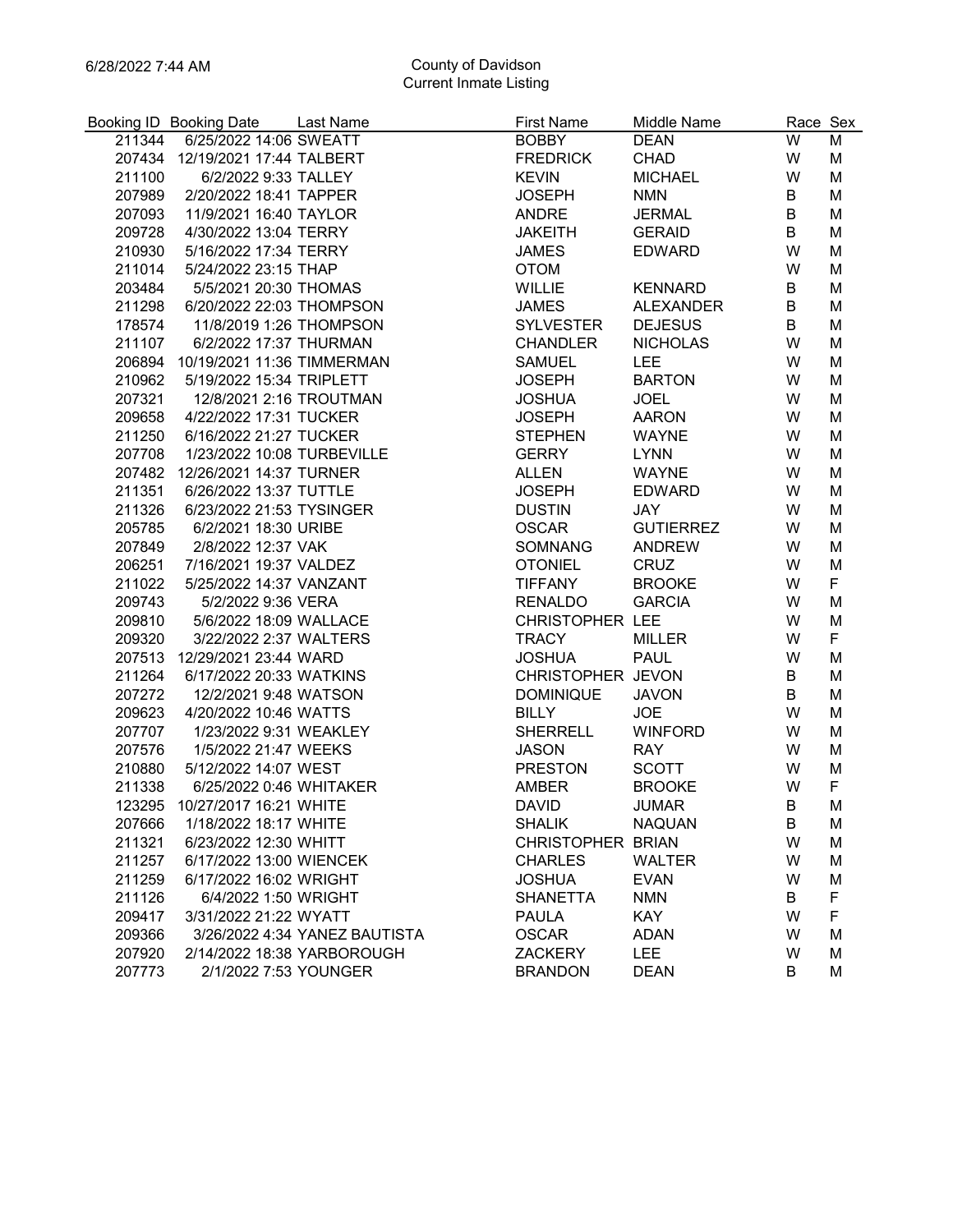| Booking ID | Booking Date | Last Name | First Name | Middle Name | Race | Sex |
|---|---|---|---|---|---|---|
| 211344 | 6/25/2022 14:06 | SWEATT | BOBBY | DEAN | W | M |
| 207434 | 12/19/2021 17:44 | TALBERT | FREDRICK | CHAD | W | M |
| 211100 | 6/2/2022 9:33 | TALLEY | KEVIN | MICHAEL | W | M |
| 207989 | 2/20/2022 18:41 | TAPPER | JOSEPH | NMN | B | M |
| 207093 | 11/9/2021 16:40 | TAYLOR | ANDRE | JERMAL | B | M |
| 209728 | 4/30/2022 13:04 | TERRY | JAKEITH | GERAID | B | M |
| 210930 | 5/16/2022 17:34 | TERRY | JAMES | EDWARD | W | M |
| 211014 | 5/24/2022 23:15 | THAP | OTOM | | W | M |
| 203484 | 5/5/2021 20:30 | THOMAS | WILLIE | KENNARD | B | M |
| 211298 | 6/20/2022 22:03 | THOMPSON | JAMES | ALEXANDER | B | M |
| 178574 | 11/8/2019 1:26 | THOMPSON | SYLVESTER | DEJESUS | B | M |
| 211107 | 6/2/2022 17:37 | THURMAN | CHANDLER | NICHOLAS | W | M |
| 206894 | 10/19/2021 11:36 | TIMMERMAN | SAMUEL | LEE | W | M |
| 210962 | 5/19/2022 15:34 | TRIPLETT | JOSEPH | BARTON | W | M |
| 207321 | 12/8/2021 2:16 | TROUTMAN | JOSHUA | JOEL | W | M |
| 209658 | 4/22/2022 17:31 | TUCKER | JOSEPH | AARON | W | M |
| 211250 | 6/16/2022 21:27 | TUCKER | STEPHEN | WAYNE | W | M |
| 207708 | 1/23/2022 10:08 | TURBEVILLE | GERRY | LYNN | W | M |
| 207482 | 12/26/2021 14:37 | TURNER | ALLEN | WAYNE | W | M |
| 211351 | 6/26/2022 13:37 | TUTTLE | JOSEPH | EDWARD | W | M |
| 211326 | 6/23/2022 21:53 | TYSINGER | DUSTIN | JAY | W | M |
| 205785 | 6/2/2021 18:30 | URIBE | OSCAR | GUTIERREZ | W | M |
| 207849 | 2/8/2022 12:37 | VAK | SOMNANG | ANDREW | W | M |
| 206251 | 7/16/2021 19:37 | VALDEZ | OTONIEL | CRUZ | W | M |
| 211022 | 5/25/2022 14:37 | VANZANT | TIFFANY | BROOKE | W | F |
| 209743 | 5/2/2022 9:36 | VERA | RENALDO | GARCIA | W | M |
| 209810 | 5/6/2022 18:09 | WALLACE | CHRISTOPHER | LEE | W | M |
| 209320 | 3/22/2022 2:37 | WALTERS | TRACY | MILLER | W | F |
| 207513 | 12/29/2021 23:44 | WARD | JOSHUA | PAUL | W | M |
| 211264 | 6/17/2022 20:33 | WATKINS | CHRISTOPHER | JEVON | B | M |
| 207272 | 12/2/2021 9:48 | WATSON | DOMINIQUE | JAVON | B | M |
| 209623 | 4/20/2022 10:46 | WATTS | BILLY | JOE | W | M |
| 207707 | 1/23/2022 9:31 | WEAKLEY | SHERRELL | WINFORD | W | M |
| 207576 | 1/5/2022 21:47 | WEEKS | JASON | RAY | W | M |
| 210880 | 5/12/2022 14:07 | WEST | PRESTON | SCOTT | W | M |
| 211338 | 6/25/2022 0:46 | WHITAKER | AMBER | BROOKE | W | F |
| 123295 | 10/27/2017 16:21 | WHITE | DAVID | JUMAR | B | M |
| 207666 | 1/18/2022 18:17 | WHITE | SHALIK | NAQUAN | B | M |
| 211321 | 6/23/2022 12:30 | WHITT | CHRISTOPHER | BRIAN | W | M |
| 211257 | 6/17/2022 13:00 | WIENCEK | CHARLES | WALTER | W | M |
| 211259 | 6/17/2022 16:02 | WRIGHT | JOSHUA | EVAN | W | M |
| 211126 | 6/4/2022 1:50 | WRIGHT | SHANETTA | NMN | B | F |
| 209417 | 3/31/2022 21:22 | WYATT | PAULA | KAY | W | F |
| 209366 | 3/26/2022 4:34 | YANEZ BAUTISTA | OSCAR | ADAN | W | M |
| 207920 | 2/14/2022 18:38 | YARBOROUGH | ZACKERY | LEE | W | M |
| 207773 | 2/1/2022 7:53 | YOUNGER | BRANDON | DEAN | B | M |